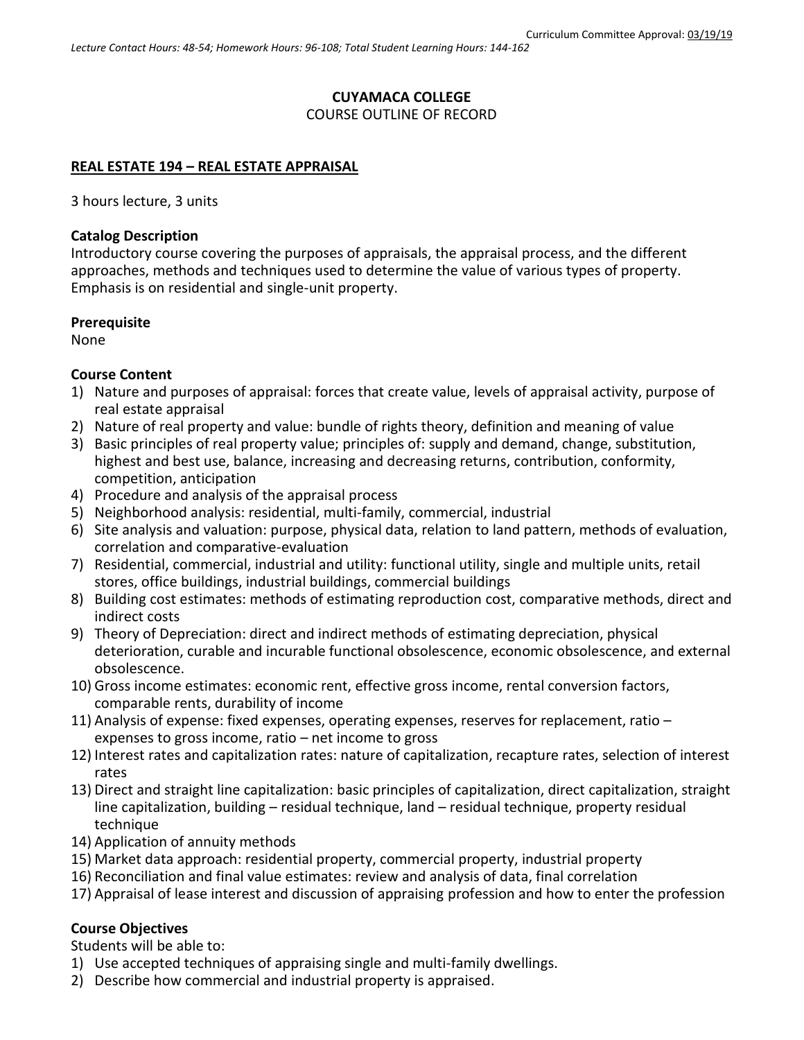Curriculum Committee Approval: 03/19/19

*Lecture Contact Hours: 48-54; Homework Hours: 96-108; Total Student Learning Hours: 144-162*

**CUYAMACA COLLEGE**
COURSE OUTLINE OF RECORD

**REAL ESTATE 194 – REAL ESTATE APPRAISAL**

3 hours lecture, 3 units

**Catalog Description**
Introductory course covering the purposes of appraisals, the appraisal process, and the different approaches, methods and techniques used to determine the value of various types of property. Emphasis is on residential and single-unit property.

**Prerequisite**
None

**Course Content**

1) Nature and purposes of appraisal: forces that create value, levels of appraisal activity, purpose of real estate appraisal
2) Nature of real property and value: bundle of rights theory, definition and meaning of value
3) Basic principles of real property value; principles of: supply and demand, change, substitution, highest and best use, balance, increasing and decreasing returns, contribution, conformity, competition, anticipation
4) Procedure and analysis of the appraisal process
5) Neighborhood analysis: residential, multi-family, commercial, industrial
6) Site analysis and valuation: purpose, physical data, relation to land pattern, methods of evaluation, correlation and comparative-evaluation
7) Residential, commercial, industrial and utility: functional utility, single and multiple units, retail stores, office buildings, industrial buildings, commercial buildings
8) Building cost estimates: methods of estimating reproduction cost, comparative methods, direct and indirect costs
9) Theory of Depreciation: direct and indirect methods of estimating depreciation, physical deterioration, curable and incurable functional obsolescence, economic obsolescence, and external obsolescence.
10) Gross income estimates: economic rent, effective gross income, rental conversion factors, comparable rents, durability of income
11) Analysis of expense: fixed expenses, operating expenses, reserves for replacement, ratio – expenses to gross income, ratio – net income to gross
12) Interest rates and capitalization rates: nature of capitalization, recapture rates, selection of interest rates
13) Direct and straight line capitalization: basic principles of capitalization, direct capitalization, straight line capitalization, building – residual technique, land – residual technique, property residual technique
14) Application of annuity methods
15) Market data approach: residential property, commercial property, industrial property
16) Reconciliation and final value estimates: review and analysis of data, final correlation
17) Appraisal of lease interest and discussion of appraising profession and how to enter the profession

**Course Objectives**
Students will be able to:

1) Use accepted techniques of appraising single and multi-family dwellings.
2) Describe how commercial and industrial property is appraised.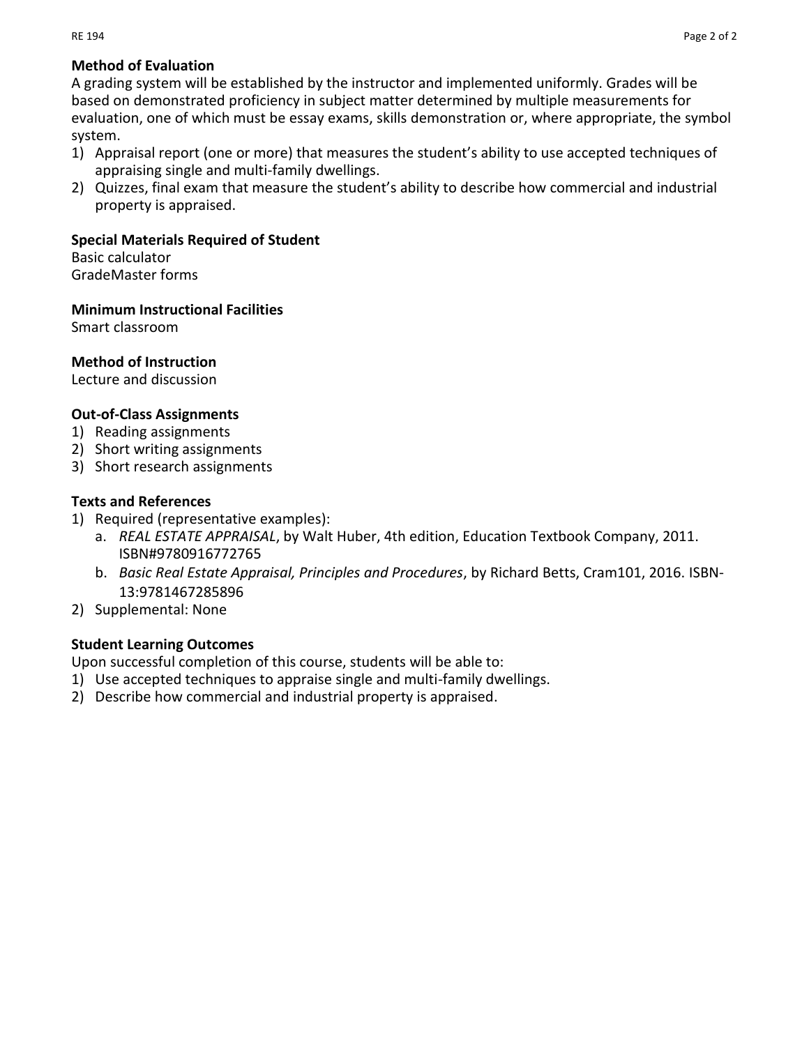## Method of Evaluation

A grading system will be established by the instructor and implemented uniformly. Grades will be based on demonstrated proficiency in subject matter determined by multiple measurements for evaluation, one of which must be essay exams, skills demonstration or, where appropriate, the symbol system.

1) Appraisal report (one or more) that measures the student's ability to use accepted techniques of appraising single and multi-family dwellings.
2) Quizzes, final exam that measure the student's ability to describe how commercial and industrial property is appraised.

## Special Materials Required of Student

Basic calculator
GradeMaster forms

## Minimum Instructional Facilities

Smart classroom

## Method of Instruction

Lecture and discussion

## Out-of-Class Assignments

1) Reading assignments
2) Short writing assignments
3) Short research assignments

## Texts and References

1) Required (representative examples):
   a. *REAL ESTATE APPRAISAL*, by Walt Huber, 4th edition, Education Textbook Company, 2011. ISBN#9780916772765
   b. *Basic Real Estate Appraisal, Principles and Procedures*, by Richard Betts, Cram101, 2016. ISBN-13:9781467285896
2) Supplemental: None

## Student Learning Outcomes

Upon successful completion of this course, students will be able to:

1) Use accepted techniques to appraise single and multi-family dwellings.
2) Describe how commercial and industrial property is appraised.